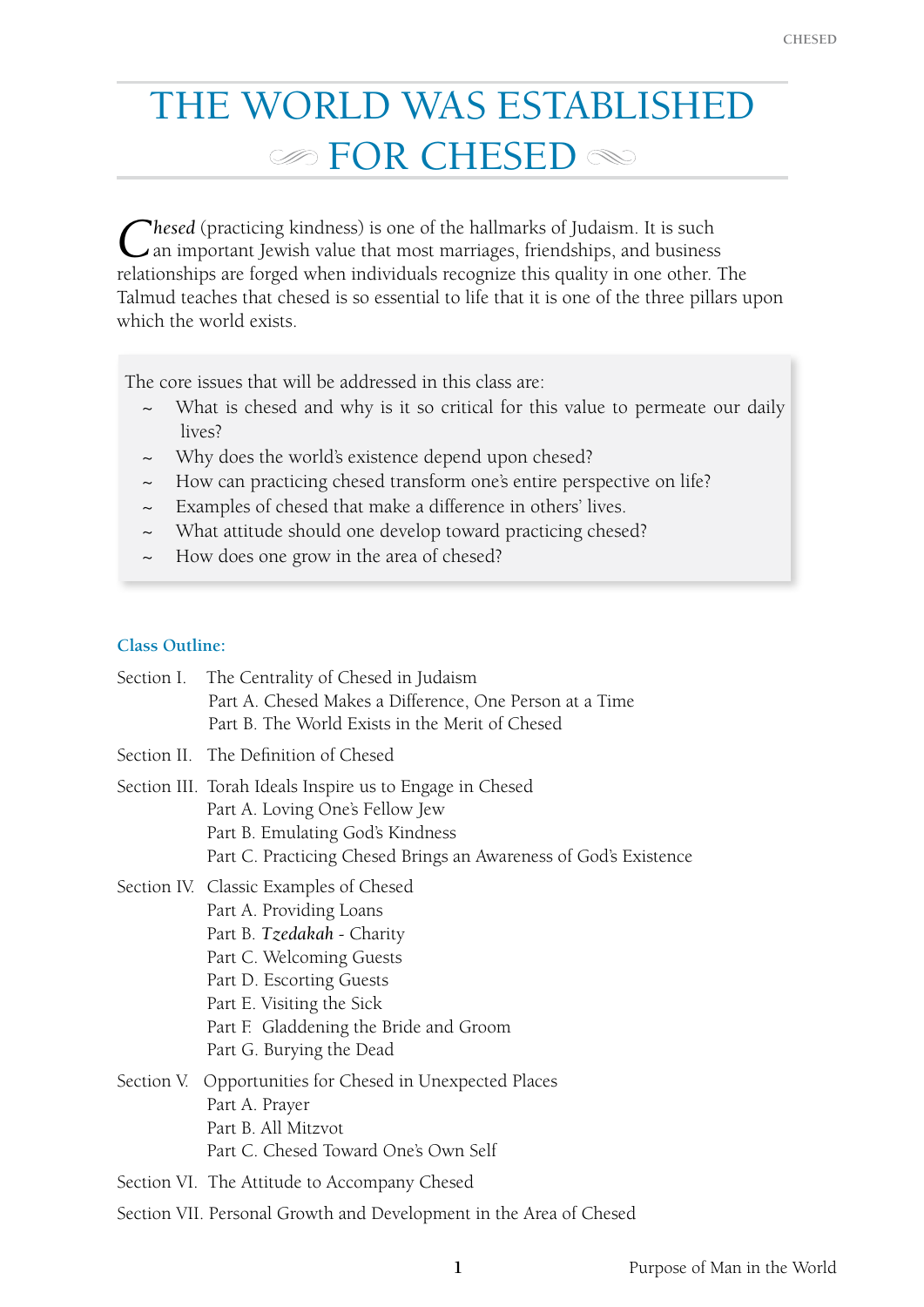# THE WORLD WAS ESTABLISHED FOR CHESED

*Chesed* (practicing kindness) is one of the hallmarks of Judaism. It is such an important Jewish value that most marriages, friendships, and business relationships are forged when individuals recognize this quality in one other. The Talmud teaches that chesed is so essential to life that it is one of the three pillars upon which the world exists.

The core issues that will be addressed in this class are:

- ~ What is chesed and why is it so critical for this value to permeate our daily lives?
- ~ Why does the world's existence depend upon chesed?
- ~ How can practicing chesed transform one's entire perspective on life?
- ~ Examples of chesed that make a difference in others' lives.
- ~ What attitude should one develop toward practicing chesed?
- ~ How does one grow in the area of chesed?

### Class Outline:

Section I. The Centrality of Chesed in Judaism
- Part A. Chesed Makes a Difference, One Person at a Time
- Part B. The World Exists in the Merit of Chesed

Section II. The Definition of Chesed

Section III. Torah Ideals Inspire us to Engage in Chesed
- Part A. Loving One's Fellow Jew
- Part B. Emulating God's Kindness
- Part C. Practicing Chesed Brings an Awareness of God's Existence

Section IV. Classic Examples of Chesed
- Part A. Providing Loans
- Part B. *Tzedakah* - Charity
- Part C. Welcoming Guests
- Part D. Escorting Guests
- Part E. Visiting the Sick
- Part F. Gladdening the Bride and Groom
- Part G. Burying the Dead

Section V. Opportunities for Chesed in Unexpected Places
- Part A. Prayer
- Part B. All Mitzvot
- Part C. Chesed Toward One's Own Self

Section VI. The Attitude to Accompany Chesed

Section VII. Personal Growth and Development in the Area of Chesed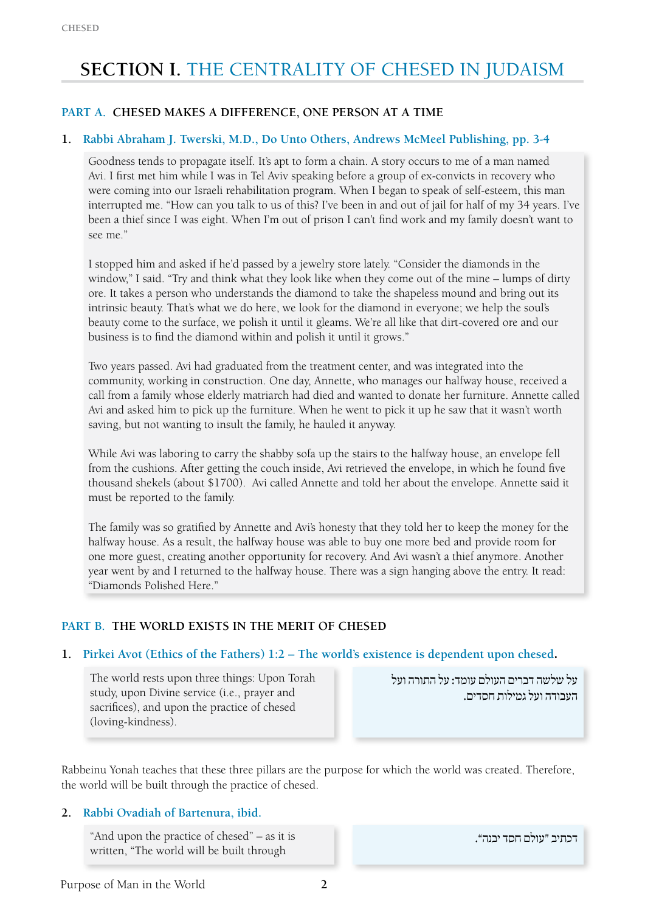# SECTION I. THE CENTRALITY OF CHESED IN JUDAISM

## PART A. CHESED MAKES A DIFFERENCE, ONE PERSON AT A TIME

### 1. Rabbi Abraham J. Twerski, M.D., Do Unto Others, Andrews McMeel Publishing, pp. 3-4

Goodness tends to propagate itself. It's apt to form a chain. A story occurs to me of a man named Avi. I first met him while I was in Tel Aviv speaking before a group of ex-convicts in recovery who were coming into our Israeli rehabilitation program. When I began to speak of self-esteem, this man interrupted me. "How can you talk to us of this? I've been in and out of jail for half of my 34 years. I've been a thief since I was eight. When I'm out of prison I can't find work and my family doesn't want to see me."

I stopped him and asked if he'd passed by a jewelry store lately. "Consider the diamonds in the window," I said. "Try and think what they look like when they come out of the mine – lumps of dirty ore. It takes a person who understands the diamond to take the shapeless mound and bring out its intrinsic beauty. That's what we do here, we look for the diamond in everyone; we help the soul's beauty come to the surface, we polish it until it gleams. We're all like that dirt-covered ore and our business is to find the diamond within and polish it until it grows."

Two years passed. Avi had graduated from the treatment center, and was integrated into the community, working in construction. One day, Annette, who manages our halfway house, received a call from a family whose elderly matriarch had died and wanted to donate her furniture. Annette called Avi and asked him to pick up the furniture. When he went to pick it up he saw that it wasn't worth saving, but not wanting to insult the family, he hauled it anyway.

While Avi was laboring to carry the shabby sofa up the stairs to the halfway house, an envelope fell from the cushions. After getting the couch inside, Avi retrieved the envelope, in which he found five thousand shekels (about $1700). Avi called Annette and told her about the envelope. Annette said it must be reported to the family.

The family was so gratified by Annette and Avi's honesty that they told her to keep the money for the halfway house. As a result, the halfway house was able to buy one more bed and provide room for one more guest, creating another opportunity for recovery. And Avi wasn't a thief anymore. Another year went by and I returned to the halfway house. There was a sign hanging above the entry. It read: "Diamonds Polished Here."

## PART B. THE WORLD EXISTS IN THE MERIT OF CHESED

### 1. Pirkei Avot (Ethics of the Fathers) 1:2 – The world's existence is dependent upon chesed.

The world rests upon three things: Upon Torah study, upon Divine service (i.e., prayer and sacrifices), and upon the practice of chesed (loving-kindness).

על שלשה דברים העולם עומד: על התורה ועל העבודה ועל גמילות חסדים.

Rabbeinu Yonah teaches that these three pillars are the purpose for which the world was created. Therefore, the world will be built through the practice of chesed.

### 2. Rabbi Ovadiah of Bartenura, ibid.

"And upon the practice of chesed" – as it is written, "The world will be built through

דכתיב "עולם חסד יבנה".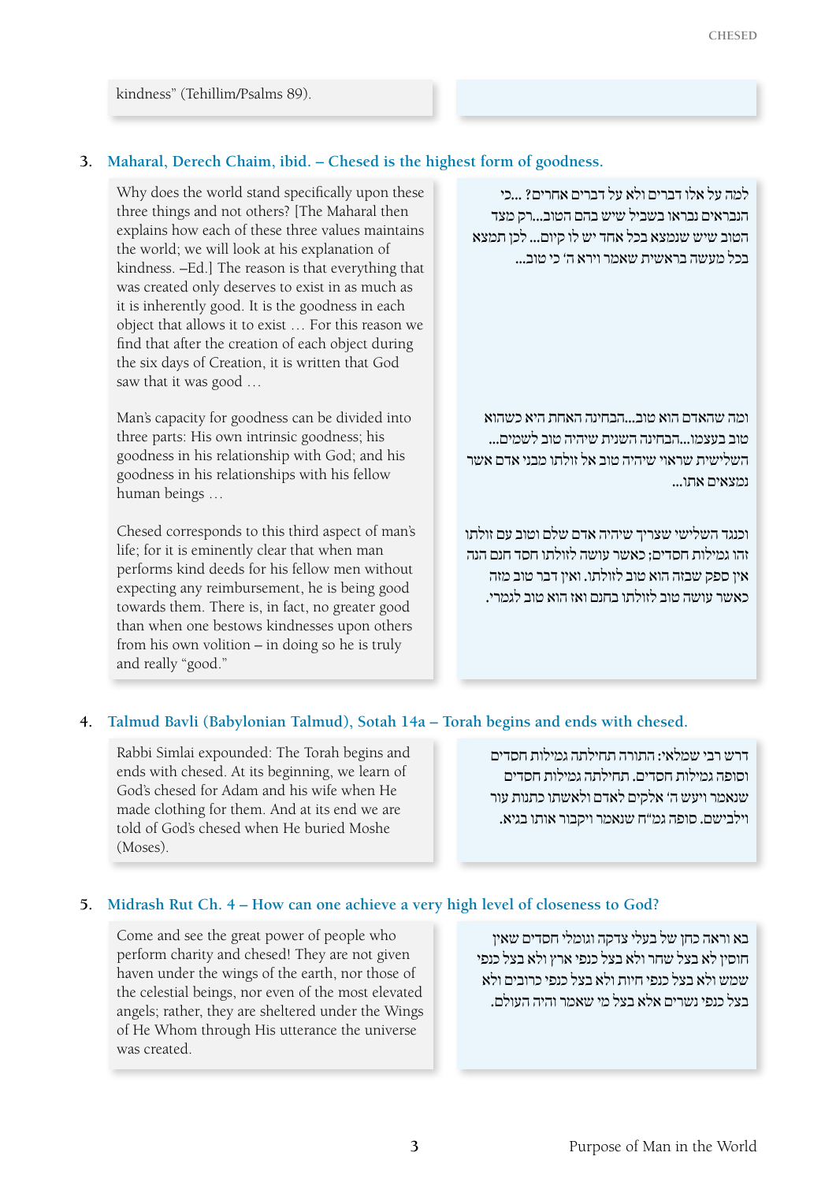kindness" (Tehillim/Psalms 89).

3. **Maharal, Derech Chaim, ibid. – Chesed is the highest form of goodness.**

Why does the world stand specifically upon these three things and not others? [The Maharal then explains how each of these three values maintains the world; we will look at his explanation of kindness. –Ed.] The reason is that everything that was created only deserves to exist in as much as it is inherently good. It is the goodness in each object that allows it to exist … For this reason we find that after the creation of each object during the six days of Creation, it is written that God saw that it was good …

למה על אלו דברים ולא על דברים אחרים? ...כי הנבראים נבראו בשביל שיש בהם הטוב...רק מצד הטוב שיש שנמצא בכל אחד יש לו קיום... לכן תמצא בכל מעשה בראשית שאמר וירא ה' כי טוב...

Man's capacity for goodness can be divided into three parts: His own intrinsic goodness; his goodness in his relationship with God; and his goodness in his relationships with his fellow human beings …

ומה שהאדם הוא טוב...הבחינה האחת היא כשהוא טוב בעצמו...הבחינה השנית שיהיה טוב לשמים... השלישית שראוי שיהיה טוב אל זולתו מבני אדם אשר נמצאים אתו...

Chesed corresponds to this third aspect of man's life; for it is eminently clear that when man performs kind deeds for his fellow men without expecting any reimbursement, he is being good towards them. There is, in fact, no greater good than when one bestows kindnesses upon others from his own volition – in doing so he is truly and really "good."

וכנגד השלישי שצריך שיהיה אדם שלם וטוב עם זולתו זהו גמילות חסדים; כאשר עושה לזולתו חסד חנם הנה אין ספק שבזה הוא טוב לזולתו. ואין דבר טוב מזה כאשר עושה טוב לזולתו בחנם ואז הוא טוב לגמרי.

4. **Talmud Bavli (Babylonian Talmud), Sotah 14a – Torah begins and ends with chesed.**

Rabbi Simlai expounded: The Torah begins and ends with chesed. At its beginning, we learn of God's chesed for Adam and his wife when He made clothing for them. And at its end we are told of God's chesed when He buried Moshe (Moses).

דרש רבי שמלאי: התורה תחילתה גמילות חסדים וסופה גמילות חסדים. תחילתה גמילות חסדים שנאמר ויעש ה' אלקים לאדם ולאשתו כתנות עור וילבישם. סופה גמ"ח שנאמר ויקבור אותו בגיא.

5. **Midrash Rut Ch. 4 – How can one achieve a very high level of closeness to God?**

Come and see the great power of people who perform charity and chesed! They are not given haven under the wings of the earth, nor those of the celestial beings, nor even of the most elevated angels; rather, they are sheltered under the Wings of He Whom through His utterance the universe was created.

בא וראה כחן של בעלי צדקה וגומלי חסדים שאין חוסין לא בצל שחר ולא בצל כנפי ארץ ולא בצל כנפי שמש ולא בצל כנפי חיות ולא בצל כנפי כרובים ולא בצל כנפי נשרים אלא בצל מי שאמר והיה העולם.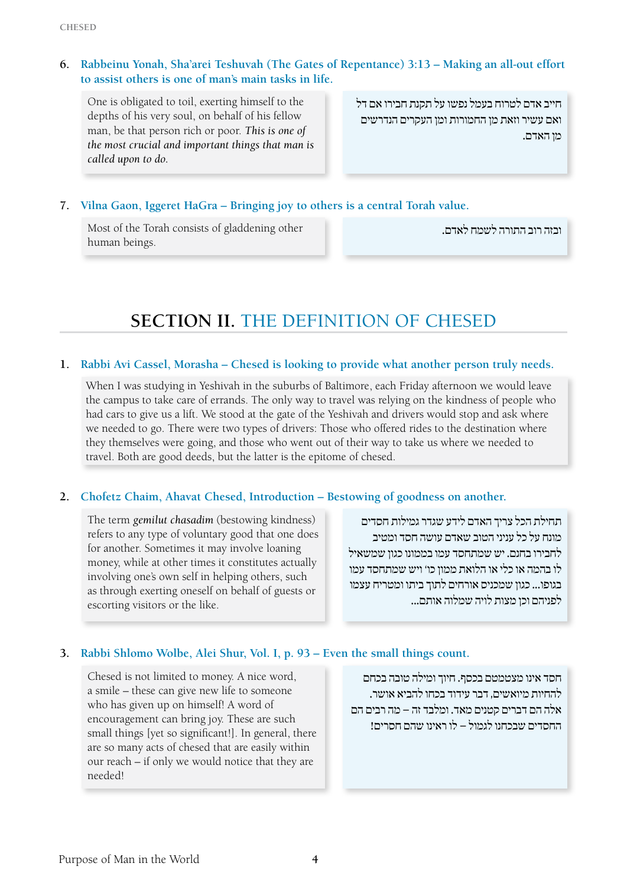6. **Rabbeinu Yonah, Sha'arei Teshuvah (The Gates of Repentance) 3:13 – Making an all-out effort to assist others is one of man's main tasks in life.**

One is obligated to toil, exerting himself to the depths of his very soul, on behalf of his fellow man, be that person rich or poor. *This is one of the most crucial and important things that man is called upon to do.*

חייב אדם לטרוח בעמל נפשו על תקנת חבירו אם דל ואם עשיר וזאת מן החמורות ומן העקרים הנדרשים מן האדם.

7. **Vilna Gaon, Iggeret HaGra – Bringing joy to others is a central Torah value.**

Most of the Torah consists of gladdening other human beings.

ובזה רוב התורה לשמח לאדם.

## SECTION II. THE DEFINITION OF CHESED

1. **Rabbi Avi Cassel, Morasha – Chesed is looking to provide what another person truly needs.**

When I was studying in Yeshivah in the suburbs of Baltimore, each Friday afternoon we would leave the campus to take care of errands. The only way to travel was relying on the kindness of people who had cars to give us a lift. We stood at the gate of the Yeshivah and drivers would stop and ask where we needed to go. There were two types of drivers: Those who offered rides to the destination where they themselves were going, and those who went out of their way to take us where we needed to travel. Both are good deeds, but the latter is the epitome of chesed.

2. **Chofetz Chaim, Ahavat Chesed, Introduction – Bestowing of goodness on another.**

The term *gemilut chasadim* (bestowing kindness) refers to any type of voluntary good that one does for another. Sometimes it may involve loaning money, while at other times it constitutes actually involving one's own self in helping others, such as through exerting oneself on behalf of guests or escorting visitors or the like.

תחילת הכל צריך האדם לידע שגדר גמילות חסדים מונח על כל עניני הטוב שאדם עושה חסד ומטיב לחבירו בחנם. יש שמתחסד עמו בממונו כגון שמשאיל לו בהמה או כלי או הלואת ממון כו' ויש שמתחסד עמו בגופו... כגון שמכניס אורחים לתוך ביתו ומטריח עצמו לפניהם וכן מצות לויה שמלוה אותם...

3. **Rabbi Shlomo Wolbe, Alei Shur, Vol. I, p. 93 – Even the small things count.**

Chesed is not limited to money. A nice word, a smile – these can give new life to someone who has given up on himself! A word of encouragement can bring joy. These are such small things [yet so significant!]. In general, there are so many acts of chesed that are easily within our reach – if only we would notice that they are needed!

חסד אינו מצטמטם בכסף. חיוך ומילה טובה בכחם להחיות מיואשים, דבר עידוד בכחו להביא אושר. אלה הם דברים קטנים מאד. ומלבד זה – מה רבים הם החסדים שבכחנו לגמול – לו ראינו שהם חסרים!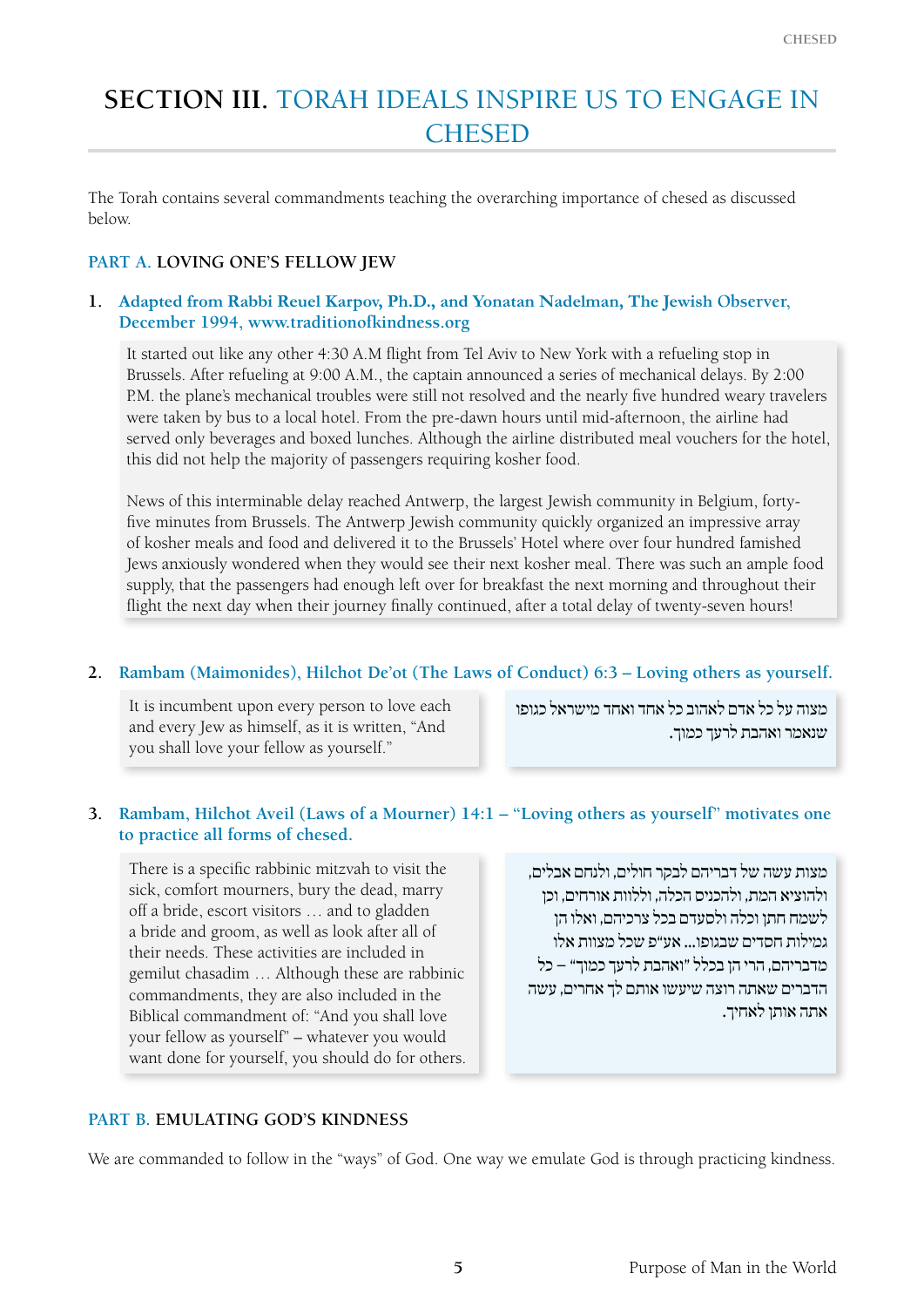# SECTION III. TORAH IDEALS INSPIRE US TO ENGAGE IN CHESED

The Torah contains several commandments teaching the overarching importance of chesed as discussed below.

## PART A. LOVING ONE'S FELLOW JEW

### 1. Adapted from Rabbi Reuel Karpov, Ph.D., and Yonatan Nadelman, The Jewish Observer, December 1994, www.traditionofkindness.org

It started out like any other 4:30 A.M flight from Tel Aviv to New York with a refueling stop in Brussels. After refueling at 9:00 A.M., the captain announced a series of mechanical delays. By 2:00 P.M. the plane's mechanical troubles were still not resolved and the nearly five hundred weary travelers were taken by bus to a local hotel. From the pre-dawn hours until mid-afternoon, the airline had served only beverages and boxed lunches. Although the airline distributed meal vouchers for the hotel, this did not help the majority of passengers requiring kosher food.

News of this interminable delay reached Antwerp, the largest Jewish community in Belgium, forty-five minutes from Brussels. The Antwerp Jewish community quickly organized an impressive array of kosher meals and food and delivered it to the Brussels' Hotel where over four hundred famished Jews anxiously wondered when they would see their next kosher meal. There was such an ample food supply, that the passengers had enough left over for breakfast the next morning and throughout their flight the next day when their journey finally continued, after a total delay of twenty-seven hours!

### 2. Rambam (Maimonides), Hilchot De'ot (The Laws of Conduct) 6:3 – Loving others as yourself.

It is incumbent upon every person to love each and every Jew as himself, as it is written, "And you shall love your fellow as yourself."

מצוה על כל אדם לאהוב כל אחד ואחד מישראל כגופו שנאמר ואהבת לרעך כמוך.

### 3. Rambam, Hilchot Aveil (Laws of a Mourner) 14:1 – "Loving others as yourself" motivates one to practice all forms of chesed.

There is a specific rabbinic mitzvah to visit the sick, comfort mourners, bury the dead, marry off a bride, escort visitors … and to gladden a bride and groom, as well as look after all of their needs. These activities are included in gemilut chasadim … Although these are rabbinic commandments, they are also included in the Biblical commandment of: "And you shall love your fellow as yourself" – whatever you would want done for yourself, you should do for others.

מצות עשה של דבריהם לבקר חולים, ולנחם אבלים, ולהוציא המת, ולהכניס הכלה, וללוות אורחים, וכן לשמח חתן וכלה ולסעדם בכל צרכיהם, ואלו הן גמילות חסדים שבגופו... אע"פ שכל מצוות אלו מדבריהם, הרי הן בכלל "ואהבת לרעך כמוך" – כל הדברים שאתה רוצה שיעשו אותם לך אחרים, עשה אתה אותן לאחיך.

## PART B. EMULATING GOD'S KINDNESS

We are commanded to follow in the "ways" of God. One way we emulate God is through practicing kindness.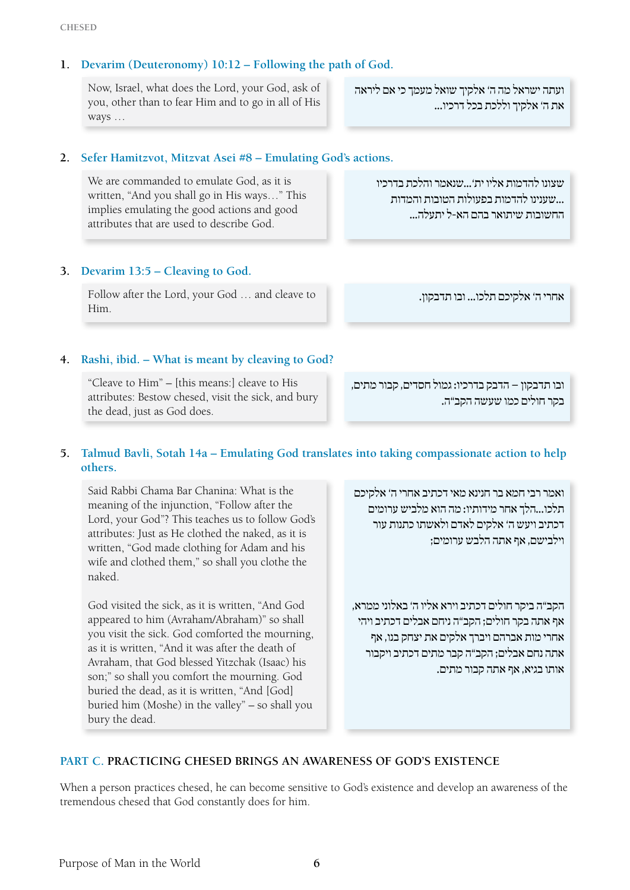1. **Devarim (Deuteronomy) 10:12 – Following the path of God.**

Now, Israel, what does the Lord, your God, ask of you, other than to fear Him and to go in all of His ways …

ועתה ישראל מה ה' אלקיך שואל מעמך כי אם ליראה את ה' אלקיך וללכת בכל דרכיו...

2. **Sefer Hamitzvot, Mitzvat Asei #8 – Emulating God's actions.**

We are commanded to emulate God, as it is written, "And you shall go in His ways…" This implies emulating the good actions and good attributes that are used to describe God.

שצונו להדמות אליו ית'...שנאמר והלכת בדרכיו ...שענינו להדמות בפעולות הטובות והמדות החשובות שיתואר בהם הא-ל יתעלה...

3. **Devarim 13:5 – Cleaving to God.**

Follow after the Lord, your God … and cleave to Him.

אחרי ה' אלקיכם תלכו...ובו תדבקון.

4. **Rashi, ibid. – What is meant by cleaving to God?**

"Cleave to Him" – [this means:] cleave to His attributes: Bestow chesed, visit the sick, and bury the dead, just as God does.

ובו תדבקון – הדבק בדרכיו: גמול חסדים, קבור מתים, בקר חולים כמו שעשה הקב"ה.

5. **Talmud Bavli, Sotah 14a – Emulating God translates into taking compassionate action to help others.**

Said Rabbi Chama Bar Chanina: What is the meaning of the injunction, "Follow after the Lord, your God"? This teaches us to follow God's attributes: Just as He clothed the naked, as it is written, "God made clothing for Adam and his wife and clothed them," so shall you clothe the naked.

ואמר רבי חמא בר חנינא מאי דכתיב אחרי ה' אלקיכם תלכו...הלך אחר מדותיו: מה הוא מלביש ערומים דכתיב ויעש ה' אלקים לאדם ולאשתו כתנות עור וילבישם, אף אתה הלבש ערומים;

God visited the sick, as it is written, "And God appeared to him (Avraham/Abraham)" so shall you visit the sick. God comforted the mourning, as it is written, "And it was after the death of Avraham, that God blessed Yitzchak (Isaac) his son;" so shall you comfort the mourning. God buried the dead, as it is written, "And [God] buried him (Moshe) in the valley" – so shall you bury the dead.

הקב"ה ביקר חולים דכתיב וירא אליו ה' באלוני ממרא, אף אתה בקר חולים; הקב"ה ניחם אבלים דכתיב ויהי אחרי מות אברהם ויברך אלקים את יצחק בנו, אף אתה נחם אבלים; הקב"ה קבר מתים דכתיב ויקבור אותו בגיא, אף אתה קבור מתים.

## PART C. PRACTICING CHESED BRINGS AN AWARENESS OF GOD'S EXISTENCE

When a person practices chesed, he can become sensitive to God's existence and develop an awareness of the tremendous chesed that God constantly does for him.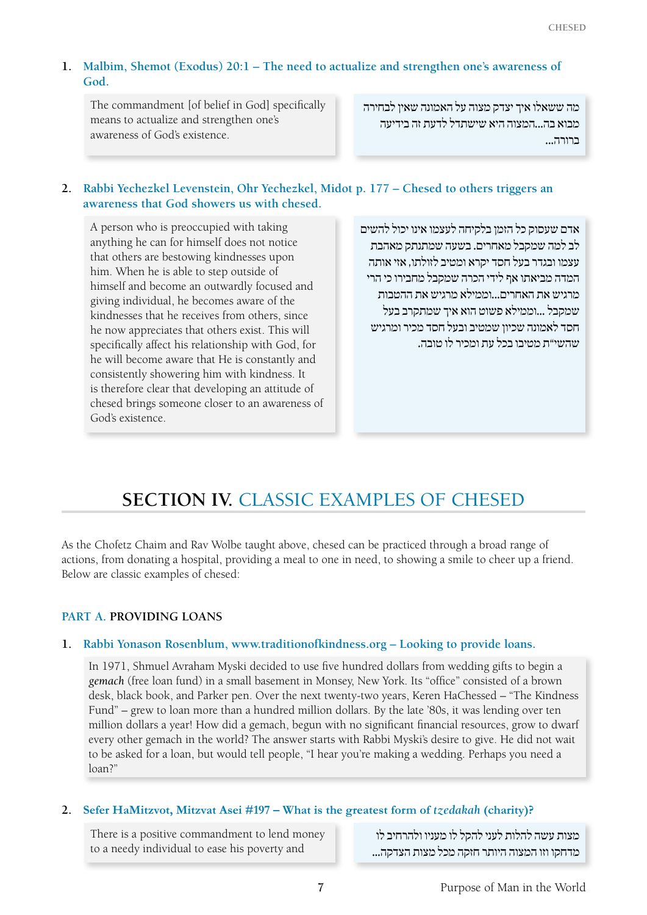1. **Malbim, Shemot (Exodus) 20:1 – The need to actualize and strengthen one's awareness of God.**

The commandment [of belief in God] specifically means to actualize and strengthen one's awareness of God's existence.

מה ששאלו איך יצדק מצוה על האמונה שאין לבחירה מבוא בה...המצוה היא שישתדל לדעת זה בידיעה ברורה...

2. **Rabbi Yechezkel Levenstein, Ohr Yechezkel, Midot p. 177 – Chesed to others triggers an awareness that God showers us with chesed.**

A person who is preoccupied with taking anything he can for himself does not notice that others are bestowing kindnesses upon him. When he is able to step outside of himself and become an outwardly focused and giving individual, he becomes aware of the kindnesses that he receives from others, since he now appreciates that others exist. This will specifically affect his relationship with God, for he will become aware that He is constantly and consistently showering him with kindness. It is therefore clear that developing an attitude of chesed brings someone closer to an awareness of God's existence.

אדם שעסוק כל הזמן בלקיחה לעצמו אינו יכול להשים לב למה שמקבל מאחרים. בשעה שמתנתק מאהבת עצמו ובגדר בעל חסד יקרא ומטיב לזולתו, אזי אותה המדה מביאתו אף לידי הכרה שמקבל מחבירו כי הרי מרגיש את האחרים...וממילא מרגיש את ההטבות שמקבל ...וממילא פשוט הוא איך שמתקרב בעל חסד לאמונה שכיון שמטיב ובעל חסד מכיר ומרגיש שהשי"ת מטיבו בכל עת ומכיר לו טובה.

## SECTION IV. CLASSIC EXAMPLES OF CHESED

As the Chofetz Chaim and Rav Wolbe taught above, chesed can be practiced through a broad range of actions, from donating a hospital, providing a meal to one in need, to showing a smile to cheer up a friend. Below are classic examples of chesed:

### PART A. PROVIDING LOANS

1. **Rabbi Yonason Rosenblum, www.traditionofkindness.org – Looking to provide loans.**

In 1971, Shmuel Avraham Myski decided to use five hundred dollars from wedding gifts to begin a *gemach* (free loan fund) in a small basement in Monsey, New York. Its "office" consisted of a brown desk, black book, and Parker pen. Over the next twenty-two years, Keren HaChessed – "The Kindness Fund" – grew to loan more than a hundred million dollars. By the late '80s, it was lending over ten million dollars a year! How did a gemach, begun with no significant financial resources, grow to dwarf every other gemach in the world? The answer starts with Rabbi Myski's desire to give. He did not wait to be asked for a loan, but would tell people, "I hear you're making a wedding. Perhaps you need a loan?"

2. **Sefer HaMitzvot, Mitzvat Asei #197 – What is the greatest form of *tzedakah* (charity)?**

There is a positive commandment to lend money to a needy individual to ease his poverty and

מצות עשה להלות לעני להקל לו מעניו ולהרחיב לו מדחקו וזו המצוה היותר חזקה מכל מצות הצדקה...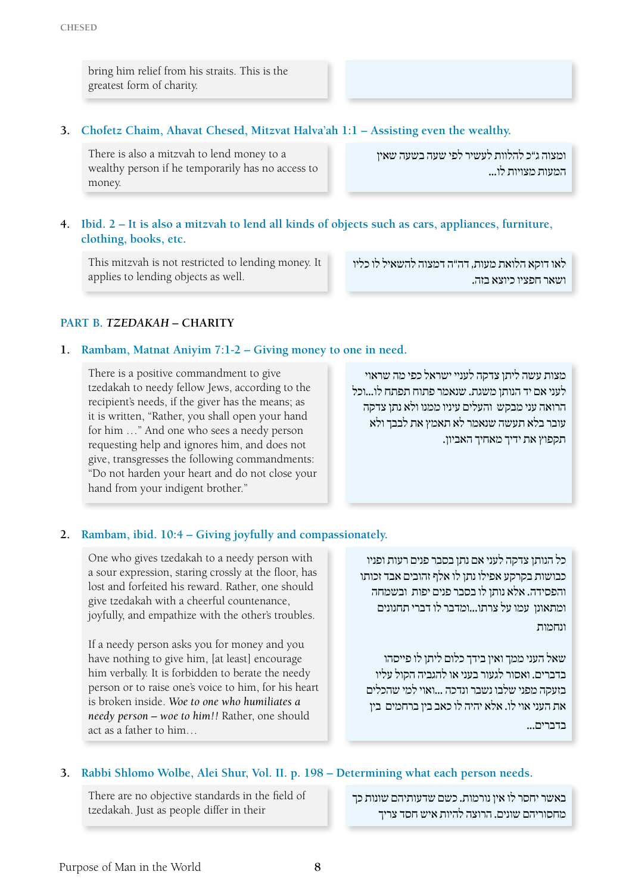bring him relief from his straits. This is the greatest form of charity.

3. **Chofetz Chaim, Ahavat Chesed, Mitzvat Halva'ah 1:1 – Assisting even the wealthy.**

There is also a mitzvah to lend money to a wealthy person if he temporarily has no access to money.

ומצוה ג"כ להלוות לעשיר לפי שעה בשעה שאין המעות מצויות לו...

4. **Ibid. 2 – It is also a mitzvah to lend all kinds of objects such as cars, appliances, furniture, clothing, books, etc.**

This mitzvah is not restricted to lending money. It applies to lending objects as well.

לאו דוקא הלואת מעות, דה"ה דמצוה להשאיל לו כליו ושאר חפציו כיוצא בזה.

## PART B. *TZEDAKAH* – CHARITY

1. **Rambam, Matnat Aniyim 7:1-2 – Giving money to one in need.**

There is a positive commandment to give tzedakah to needy fellow Jews, according to the recipient's needs, if the giver has the means; as it is written, "Rather, you shall open your hand for him …" And one who sees a needy person requesting help and ignores him, and does not give, transgresses the following commandments: "Do not harden your heart and do not close your hand from your indigent brother."

מצות עשה ליתן צדקה לעניי ישראל כפי מה שראוי לעני אם יד הנותן משגת. שנאמר פתוח תפתח לו...וכל הרואה עני מבקש והעלים עיניו ממנו ולא נתן צדקה עובר בלא תעשה שנאמר לא תאמץ את לבבך ולא תקפוץ את ידיך מאחיך האביון.

2. **Rambam, ibid. 10:4 – Giving joyfully and compassionately.**

One who gives tzedakah to a needy person with a sour expression, staring crossly at the floor, has lost and forfeited his reward. Rather, one should give tzedakah with a cheerful countenance, joyfully, and empathize with the other's troubles.

If a needy person asks you for money and you have nothing to give him, [at least] encourage him verbally. It is forbidden to berate the needy person or to raise one's voice to him, for his heart is broken inside. *Woe to one who humiliates a needy person – woe to him!!* Rather, one should act as a father to him…

כל הנותן צדקה לעני אם נתן בסבר פנים רעות ופניו כבושות בקרקע אפילו נתן לו אלף זהובים אבד זכותו והפסידה. אלא נותן לו בסבר פנים יפות ובשמחה ומתאונן עמו על צרתו...ומדבר לו דברי תחנונים ונחמות

שאל העני ממך ואין בידך כלום ליתן לו פייסהו בדברים. ואסור לגעור בעני או להגביה הקול עליו בצעקה מפני שלבו נשבר ונדכה ...ואוי למי שהכלים את העני אוי לו. אלא יהיה לו כאב בין ברחמים בין בדברים...

3. **Rabbi Shlomo Wolbe, Alei Shur, Vol. II. p. 198 – Determining what each person needs.**

There are no objective standards in the field of tzedakah. Just as people differ in their

באשר יחסר לו אין נורמות. כשם שדעותיהם שונות כך מחסוריהם שונים. הרוצה להיות איש חסד צריך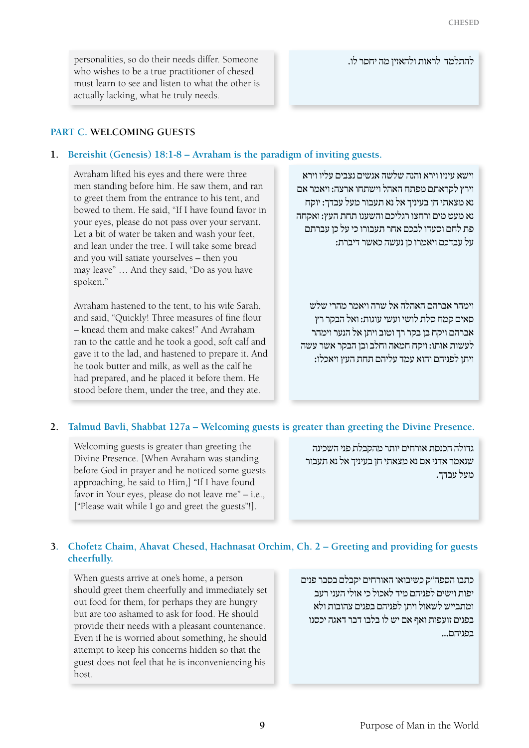personalities, so do their needs differ. Someone who wishes to be a true practitioner of chesed must learn to see and listen to what the other is actually lacking, what he truly needs.

להתלמד לראות ולהאזין מה יחסר לו.

## PART C. WELCOMING GUESTS

### 1. Bereishit (Genesis) 18:1-8 – Avraham is the paradigm of inviting guests.

Avraham lifted his eyes and there were three men standing before him. He saw them, and ran to greet them from the entrance to his tent, and bowed to them. He said, "If I have found favor in your eyes, please do not pass over your servant. Let a bit of water be taken and wash your feet, and lean under the tree. I will take some bread and you will satiate yourselves – then you may leave" … And they said, "Do as you have spoken."

וישא עיניו וירא והנה שלשה אנשים נצבים עליו וירא וירץ לקראתם מפתח האהל וישתחו ארצה: ויאמר אם נא מצאתי חן בעיניך אל נא תעבור מעל עבדך: יוקח נא מעט מים ורחצו רגליכם והשענו תחת העץ: ואקחה פת לחם וסעדו לבכם אחר תעבורו כי על כן עברתם על עבדכם ויאמרו כן נעשה כאשר דיברת:

Avraham hastened to the tent, to his wife Sarah, and said, "Quickly! Three measures of fine flour – knead them and make cakes!" And Avraham ran to the cattle and he took a good, soft calf and gave it to the lad, and hastened to prepare it. And he took butter and milk, as well as the calf he had prepared, and he placed it before them. He stood before them, under the tree, and they ate.

וימהר אברהם האהלה אל שרה ויאמר מהרי שלש סאים קמח סלת לושי ועשי עוגות: ואל הבקר רץ אברהם ויקח בן בקר רך וטוב ויתן אל הנער וימהר לעשות אותו: ויקח חמאה וחלב ובן הבקר אשר עשה ויתן לפניהם והוא עמד עליהם תחת העץ ויאכלו:

### 2. Talmud Bavli, Shabbat 127a – Welcoming guests is greater than greeting the Divine Presence.

Welcoming guests is greater than greeting the Divine Presence. [When Avraham was standing before God in prayer and he noticed some guests approaching, he said to Him,] "If I have found favor in Your eyes, please do not leave me" – i.e., ["Please wait while I go and greet the guests"!].

גדולה הכנסת אורחים יותר מהקבלת פני השכינה שנאמר אדני אם נא מצאתי חן בעיניך אל נא תעבור מעל עבדך.

### 3. Chofetz Chaim, Ahavat Chesed, Hachnasat Orchim, Ch. 2 – Greeting and providing for guests cheerfully.

When guests arrive at one's home, a person should greet them cheerfully and immediately set out food for them, for perhaps they are hungry but are too ashamed to ask for food. He should provide their needs with a pleasant countenance. Even if he is worried about something, he should attempt to keep his concerns hidden so that the guest does not feel that he is inconveniencing his host.

כתבו הספה"ק כשיבואו האורחים יקבלם בסבר פנים יפות וישים לפניהם מיד לאכול כי אולי העני רעב ומתבייש לשאול ויתן לפניהם בפנים צהובות ולא בפנים זועפות ואף אם יש לו בלבו דבר דאגה יכסנו בפניהם...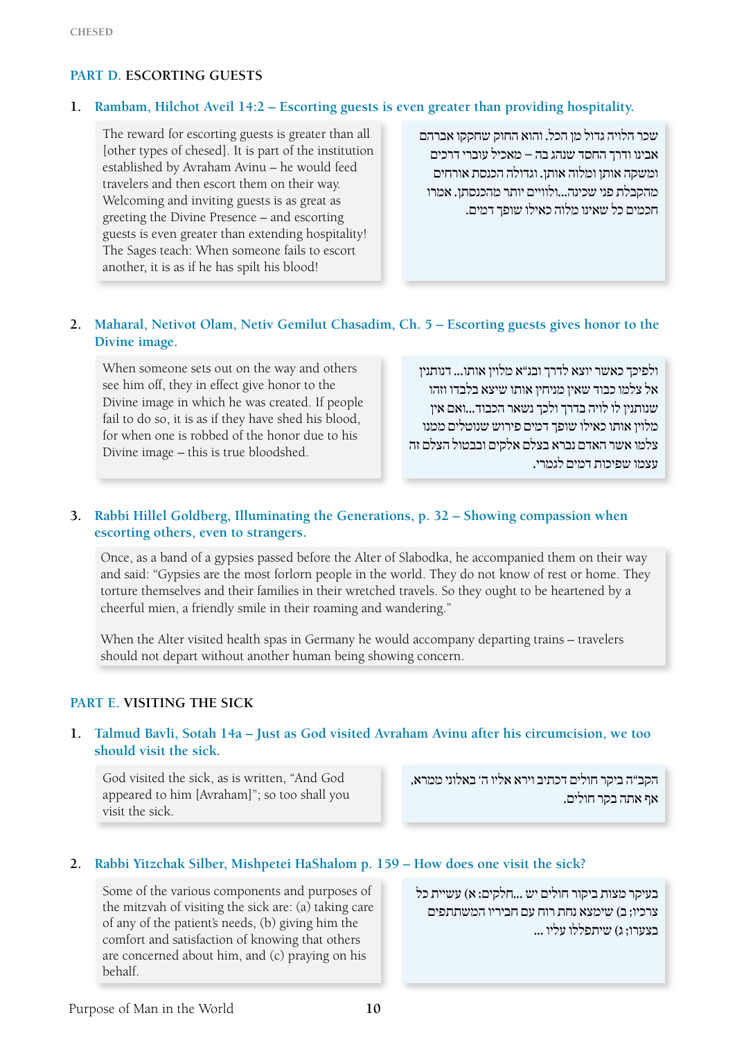## PART D. ESCORTING GUESTS

1. **Rambam, Hilchot Aveil 14:2 – Escorting guests is even greater than providing hospitality.**

The reward for escorting guests is greater than all [other types of chesed]. It is part of the institution established by Avraham Avinu – he would feed travelers and then escort them on their way. Welcoming and inviting guests is as great as greeting the Divine Presence – and escorting guests is even greater than extending hospitality! The Sages teach: When someone fails to escort another, it is as if he has spilt his blood!

שכר הלויה גדול מן הכל. והוא החוק שחקקו אברהם אבינו ודרך החסד שנהג בה – מאכיל עוברי דרכים ומשקה אותן ומלוה אותן. וגדולה הכנסת אורחים מהקבלת פני שכינה...ולוויים יותר מהכנסתן. אמרו חכמים כל שאינו מלוה כאילו שופך דמים.

2. **Maharal, Netivot Olam, Netiv Gemilut Chasadim, Ch. 5 – Escorting guests gives honor to the Divine image.**

When someone sets out on the way and others see him off, they in effect give honor to the Divine image in which he was created. If people fail to do so, it is as if they have shed his blood, for when one is robbed of the honor due to his Divine image – this is true bloodshed.

ולפיכך כאשר יוצא לדרך ובנ"א מלוין אותו... דנותנין אל צלמו כבוד שאין מניחין אותו שיצא בלבדו וזהו שנותנין לו לויה בדרך ולכך נשאר הכבוד...ואם אין מלוין אותו כאילו שופך דמים פירוש שנוטלים ממנו צלמו אשר האדם נברא בצלם אלקים ובבטול הצלם זה עצמו שפיכות דמים לגמרי.

3. **Rabbi Hillel Goldberg, Illuminating the Generations, p. 32 – Showing compassion when escorting others, even to strangers.**

Once, as a band of a gypsies passed before the Alter of Slabodka, he accompanied them on their way and said: "Gypsies are the most forlorn people in the world. They do not know of rest or home. They torture themselves and their families in their wretched travels. So they ought to be heartened by a cheerful mien, a friendly smile in their roaming and wandering."

When the Alter visited health spas in Germany he would accompany departing trains – travelers should not depart without another human being showing concern.

## PART E. VISITING THE SICK

1. **Talmud Bavli, Sotah 14a – Just as God visited Avraham Avinu after his circumcision, we too should visit the sick.**

God visited the sick, as is written, "And God appeared to him [Avraham]"; so too shall you visit the sick.

הקב"ה ביקר חולים דכתיב וירא אליו ה' באלוני ממרא, אף אתה בקר חולים.

2. **Rabbi Yitzchak Silber, Mishpetei HaShalom p. 159 – How does one visit the sick?**

Some of the various components and purposes of the mitzvah of visiting the sick are: (a) taking care of any of the patient's needs, (b) giving him the comfort and satisfaction of knowing that others are concerned about him, and (c) praying on his behalf.

בעיקר מצות ביקור חולים יש ...חלקים: א) עשיית כל צרכיו; ב) שימצא נחת רוח עם חביריו המשתתפים בצערו; ג) שיתפללו עליו ...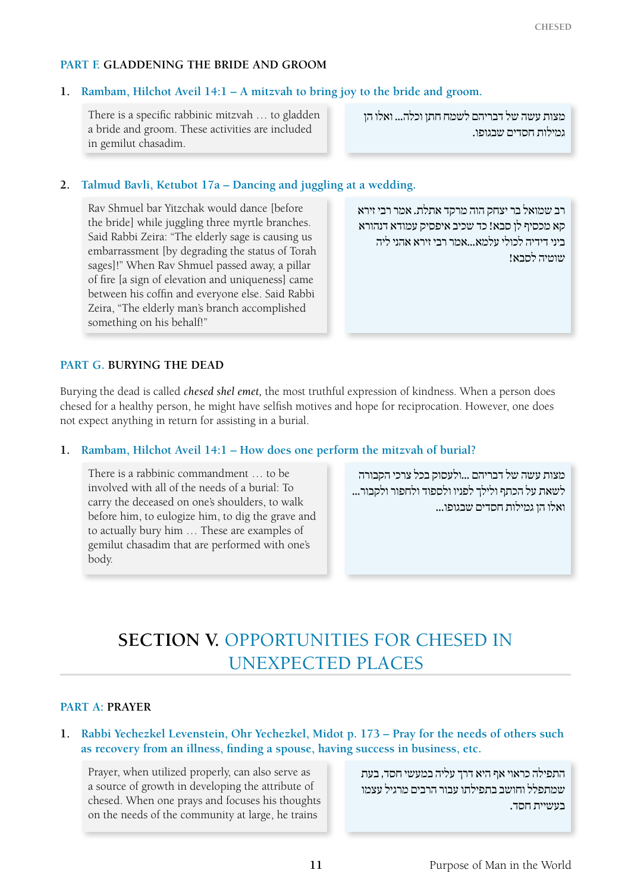### PART F. GLADDENING THE BRIDE AND GROOM

1. **Rambam, Hilchot Aveil 14:1 – A mitzvah to bring joy to the bride and groom.**

There is a specific rabbinic mitzvah … to gladden a bride and groom. These activities are included in gemilut chasadim.

מצות עשה של דבריהם לשמח חתן וכלה... ואלו הן גמילות חסדים שבגופו.

2. **Talmud Bavli, Ketubot 17a – Dancing and juggling at a wedding.**

Rav Shmuel bar Yitzchak would dance [before the bride] while juggling three myrtle branches. Said Rabbi Zeira: "The elderly sage is causing us embarrassment [by degrading the status of Torah sages]!" When Rav Shmuel passed away, a pillar of fire [a sign of elevation and uniqueness] came between his coffin and everyone else. Said Rabbi Zeira, "The elderly man's branch accomplished something on his behalf!"

רב שמואל בר יצחק הוה מרקד אתלת. אמר רבי זירא קא מכסיף לן סבא! כד שכיב איפסיק עמודא דנהורא ביני דידיה לכולי עלמא...אמר רבי זירא אהני ליה שוטיה לסבא!

### PART G. BURYING THE DEAD

Burying the dead is called *chesed shel emet,* the most truthful expression of kindness. When a person does chesed for a healthy person, he might have selfish motives and hope for reciprocation. However, one does not expect anything in return for assisting in a burial.

1. **Rambam, Hilchot Aveil 14:1 – How does one perform the mitzvah of burial?**

There is a rabbinic commandment … to be involved with all of the needs of a burial: To carry the deceased on one's shoulders, to walk before him, to eulogize him, to dig the grave and to actually bury him … These are examples of gemilut chasadim that are performed with one's body.

מצות עשה של דבריהם ...ולעסוק בכל צרכי הקבורה לשאת על הכתף ולילך לפניו ולספוד ולחפור ולקבור... ואלו הן גמילות חסדים שבגופו...

# SECTION V. OPPORTUNITIES FOR CHESED IN UNEXPECTED PLACES

### PART A: PRAYER

1. **Rabbi Yechezkel Levenstein, Ohr Yechezkel, Midot p. 173 – Pray for the needs of others such as recovery from an illness, finding a spouse, having success in business, etc.**

Prayer, when utilized properly, can also serve as a source of growth in developing the attribute of chesed. When one prays and focuses his thoughts on the needs of the community at large, he trains

התפילה כראוי אף היא דרך עליה במעשי חסד, בעת שמתפלל וחושב בתפילתו עבור הרבים מרגיל עצמו בעשיית חסד.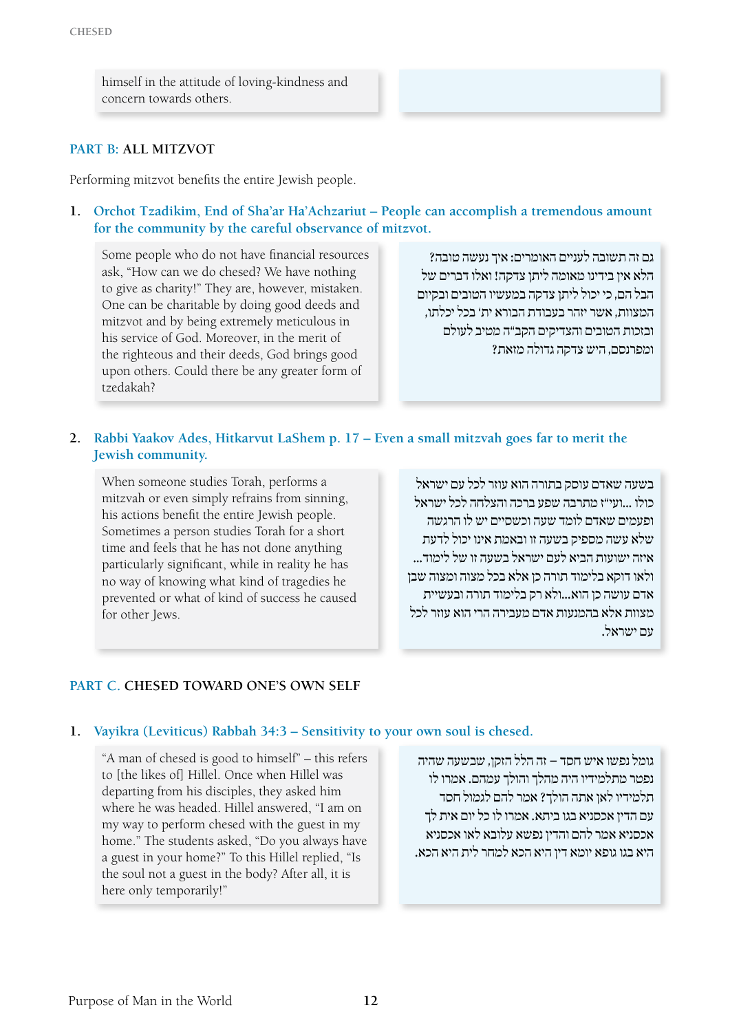himself in the attitude of loving-kindness and concern towards others.

## PART B: ALL MITZVOT

Performing mitzvot benefits the entire Jewish people.

### 1. Orchot Tzadikim, End of Sha'ar Ha'Achzariut – People can accomplish a tremendous amount for the community by the careful observance of mitzvot.

Some people who do not have financial resources ask, "How can we do chesed? We have nothing to give as charity!" They are, however, mistaken. One can be charitable by doing good deeds and mitzvot and by being extremely meticulous in his service of God. Moreover, in the merit of the righteous and their deeds, God brings good upon others. Could there be any greater form of tzedakah?

גם זה תשובה לעניים האומרים: איך נעשה טובה? הלא אין בידינו מאומה ליתן צדקה! ואלו דברים של הבל הם, כי יכול ליתן צדקה במעשיו הטובים ובקיום המצוות, אשר יזהר בעבודת הבורא ית' בכל יכלתו, ובזכות הטובים והצדיקים הקב"ה מטיב לעולם ומפרנסם, היש צדקה גדולה מזאת?

### 2. Rabbi Yaakov Ades, Hitkarvut LaShem p. 17 – Even a small mitzvah goes far to merit the Jewish community.

When someone studies Torah, performs a mitzvah or even simply refrains from sinning, his actions benefit the entire Jewish people. Sometimes a person studies Torah for a short time and feels that he has not done anything particularly significant, while in reality he has no way of knowing what kind of tragedies he prevented or what of kind of success he caused for other Jews.

בשעה שאדם עוסק בתורה הוא עוזר לכל עם ישראל כולו ...ועי"ז מתרבה שפע ברכה והצלחה לכל ישראל ופעמים שאדם לומד שעה וכשסיים יש לו הרגשה שלא עשה מספיק בשעה זו ובאמת אינו יכול לדעת איזה ישועות הביא לעם ישראל בשעה זו של לימוד... ולאו דוקא בלימוד תורה כן אלא בכל מצוה ומצוה שבן אדם עושה כן הוא...ולא רק בלימוד תורה ובעשיית מצוות אלא בהמנעות אדם מעבירה הרי הוא עוזר לכל עם ישראל.

## PART C. CHESED TOWARD ONE'S OWN SELF

### 1. Vayikra (Leviticus) Rabbah 34:3 – Sensitivity to your own soul is chesed.

"A man of chesed is good to himself" – this refers to [the likes of] Hillel. Once when Hillel was departing from his disciples, they asked him where he was headed. Hillel answered, "I am on my way to perform chesed with the guest in my home." The students asked, "Do you always have a guest in your home?" To this Hillel replied, "Is the soul not a guest in the body? After all, it is here only temporarily!"

גומל נפשו איש חסד – זה הלל הזקן, שבשעה שהיה נפטר מתלמידיו היה מהלך והולך עמהם. אמרו לו תלמידיו לאן אתה הולך? אמר להם לגמול חסד עם הדין אכסניא בגו ביתא. אמרו לו כל יום אית לך אכסניא אמר להם והדין נפשא עלובא לאו אכסניא היא בגו גופא יומא דין היא הכא למחר לית היא הכא.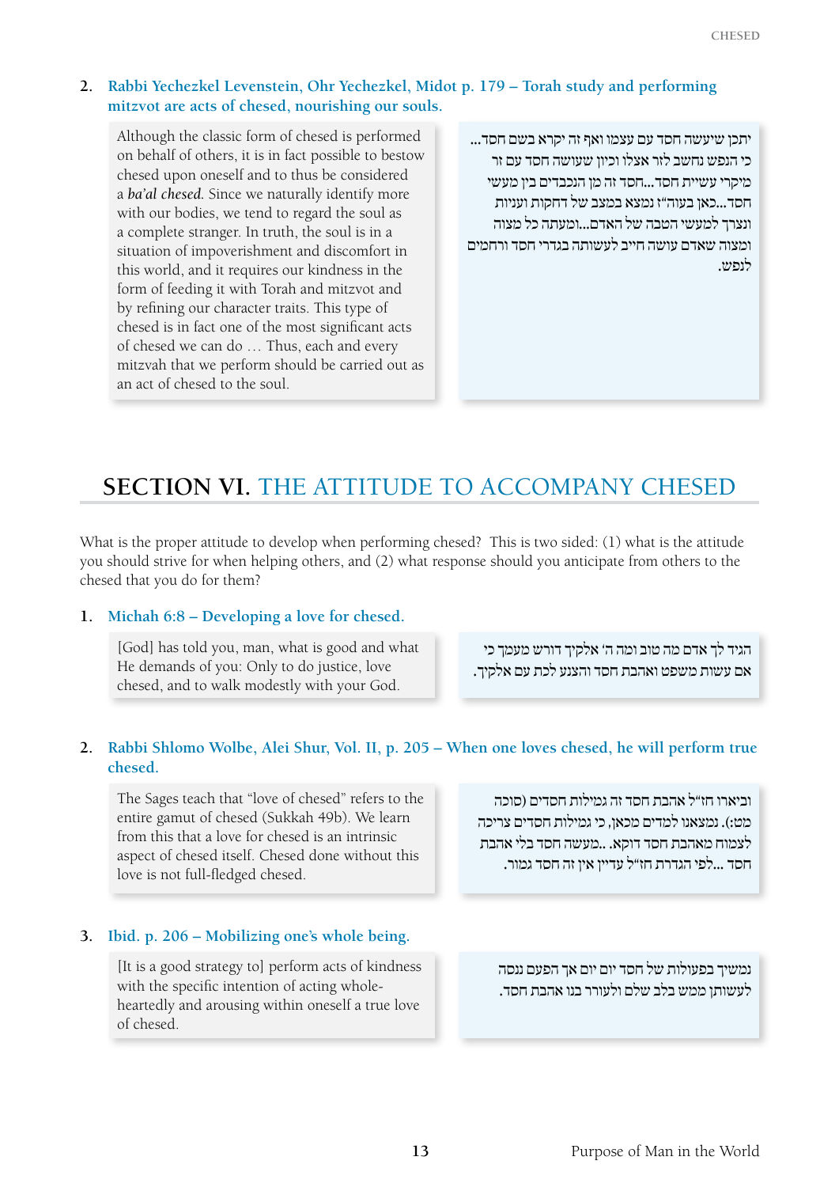2. **Rabbi Yechezkel Levenstein, Ohr Yechezkel, Midot p. 179 – Torah study and performing mitzvot are acts of chesed, nourishing our souls.**

Although the classic form of chesed is performed on behalf of others, it is in fact possible to bestow chesed upon oneself and to thus be considered a *ba'al chesed*. Since we naturally identify more with our bodies, we tend to regard the soul as a complete stranger. In truth, the soul is in a situation of impoverishment and discomfort in this world, and it requires our kindness in the form of feeding it with Torah and mitzvot and by refining our character traits. This type of chesed is in fact one of the most significant acts of chesed we can do … Thus, each and every mitzvah that we perform should be carried out as an act of chesed to the soul.

יתכן שיעשה חסד עם עצמו ואף זה יקרא בשם חסד... כי הנפש נחשב לזר אצלו וכיון שעושה חסד עם זר מיקרי עשיית חסד...חסד זה מן הנכבדים בין מעשי חסד...כאן בעוה"ז נמצא במצב של דחקות ועניות ונצרך למעשי הטבה של האדם...ומעתה כל מצוה ומצוה שאדם עושה חייב לעשותה בגדרי חסד ורחמים לנפש.

## SECTION VI. THE ATTITUDE TO ACCOMPANY CHESED

What is the proper attitude to develop when performing chesed? This is two sided: (1) what is the attitude you should strive for when helping others, and (2) what response should you anticipate from others to the chesed that you do for them?

1. **Michah 6:8 – Developing a love for chesed.**

[God] has told you, man, what is good and what He demands of you: Only to do justice, love chesed, and to walk modestly with your God.

הגיד לך אדם מה טוב ומה ה' אלקיך דורש מעמך כי אם עשות משפט ואהבת חסד והצנע לכת עם אלקיך.

2. **Rabbi Shlomo Wolbe, Alei Shur, Vol. II, p. 205 – When one loves chesed, he will perform true chesed.**

The Sages teach that "love of chesed" refers to the entire gamut of chesed (Sukkah 49b). We learn from this that a love for chesed is an intrinsic aspect of chesed itself. Chesed done without this love is not full-fledged chesed.

וביארו חז"ל אהבת חסד זה גמילות חסדים (סוכה מט:). נמצאנו למדים מכאן, כי גמילות חסדים צריכה לצמוח מאהבת חסד דוקא. ..מעשה חסד בלי אהבת חסד ...לפי הגדרת חז"ל עדיין אין זה חסד גמור.

3. **Ibid. p. 206 – Mobilizing one's whole being.**

[It is a good strategy to] perform acts of kindness with the specific intention of acting whole-heartedly and arousing within oneself a true love of chesed.

נמשיך בפעולות של חסד יום יום אך הפעם ננסה לעשותן ממש בלב שלם ולעורר בנו אהבת חסד.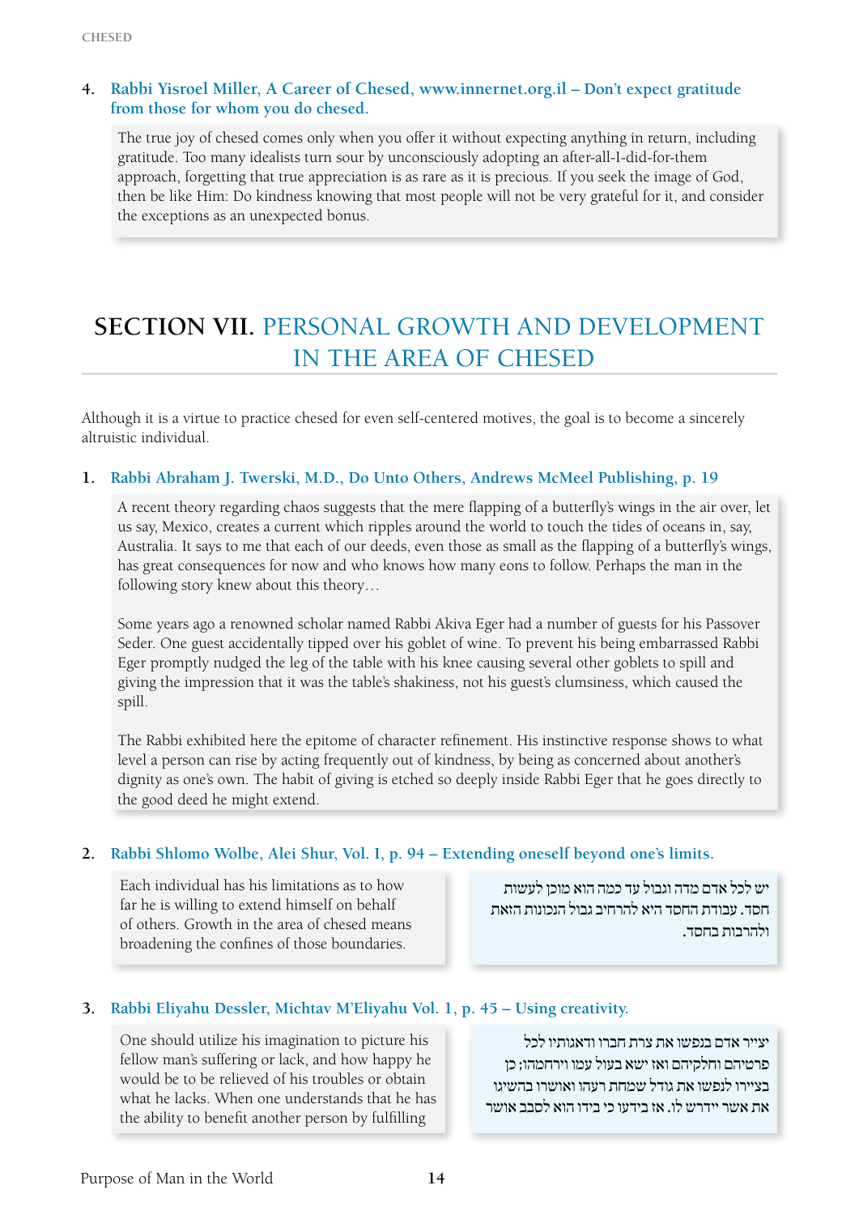4. **Rabbi Yisroel Miller, A Career of Chesed, www.innernet.org.il – Don't expect gratitude from those for whom you do chesed.**

> The true joy of chesed comes only when you offer it without expecting anything in return, including gratitude. Too many idealists turn sour by unconsciously adopting an after-all-I-did-for-them approach, forgetting that true appreciation is as rare as it is precious. If you seek the image of God, then be like Him: Do kindness knowing that most people will not be very grateful for it, and consider the exceptions as an unexpected bonus.

## SECTION VII. PERSONAL GROWTH AND DEVELOPMENT IN THE AREA OF CHESED

Although it is a virtue to practice chesed for even self-centered motives, the goal is to become a sincerely altruistic individual.

1. **Rabbi Abraham J. Twerski, M.D., Do Unto Others, Andrews McMeel Publishing, p. 19**

> A recent theory regarding chaos suggests that the mere flapping of a butterfly's wings in the air over, let us say, Mexico, creates a current which ripples around the world to touch the tides of oceans in, say, Australia. It says to me that each of our deeds, even those as small as the flapping of a butterfly's wings, has great consequences for now and who knows how many eons to follow. Perhaps the man in the following story knew about this theory…
>
> Some years ago a renowned scholar named Rabbi Akiva Eger had a number of guests for his Passover Seder. One guest accidentally tipped over his goblet of wine. To prevent his being embarrassed Rabbi Eger promptly nudged the leg of the table with his knee causing several other goblets to spill and giving the impression that it was the table's shakiness, not his guest's clumsiness, which caused the spill.
>
> The Rabbi exhibited here the epitome of character refinement. His instinctive response shows to what level a person can rise by acting frequently out of kindness, by being as concerned about another's dignity as one's own. The habit of giving is etched so deeply inside Rabbi Eger that he goes directly to the good deed he might extend.

2. **Rabbi Shlomo Wolbe, Alei Shur, Vol. I, p. 94 – Extending oneself beyond one's limits.**

> יש לכל אדם מדה וגבול עד כמה הוא מוכן לעשות חסד. עבודת החסד היא להרחיב גבול הנכונות הזאת ולהרבות בחסד.

> Each individual has his limitations as to how far he is willing to extend himself on behalf of others. Growth in the area of chesed means broadening the confines of those boundaries.

3. **Rabbi Eliyahu Dessler, Michtav M'Eliyahu Vol. 1, p. 45 – Using creativity.**

> יצייר אדם בנפשו את צרת חברו ודאגותיו לכל פרטיהם וחלקיהם ואז ישא בעול עמו וירחמהו; כן בציירו לנפשו את גודל שמחת רעהו ואושרו בהשיגו את אשר יידרש לו. אז בידעו כי בידו הוא לסבב אושר

> One should utilize his imagination to picture his fellow man's suffering or lack, and how happy he would be to be relieved of his troubles or obtain what he lacks. When one understands that he has the ability to benefit another person by fulfilling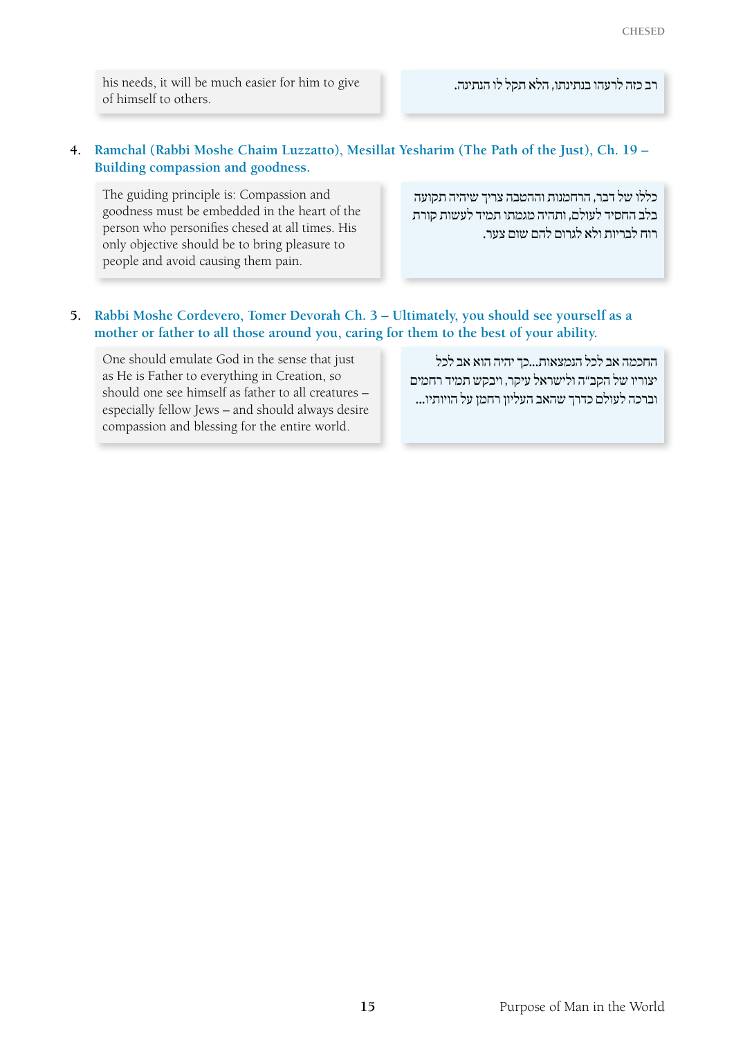his needs, it will be much easier for him to give of himself to others.

רב כזה לרעהו בנתינתו, הלא תקל לו הנתינה.

4. **Ramchal (Rabbi Moshe Chaim Luzzatto), Mesillat Yesharim (The Path of the Just), Ch. 19 – Building compassion and goodness.**

The guiding principle is: Compassion and goodness must be embedded in the heart of the person who personifies chesed at all times. His only objective should be to bring pleasure to people and avoid causing them pain.

כללו של דבר, הרחמנות וההטבה צריך שיהיה תקועה בלב החסיד לעולם, ותהיה מגמתו תמיד לעשות קורת רוח לבריות ולא לגרום להם שום צער.

5. **Rabbi Moshe Cordevero, Tomer Devorah Ch. 3 – Ultimately, you should see yourself as a mother or father to all those around you, caring for them to the best of your ability.**

One should emulate God in the sense that just as He is Father to everything in Creation, so should one see himself as father to all creatures – especially fellow Jews – and should always desire compassion and blessing for the entire world.

החכמה אב לכל הנמצאות...כך יהיה הוא אב לכל יצוריו של הקב"ה ולישראל עיקר, ויבקש תמיד רחמים וברכה לעולם כדרך שהאב העליון רחמן על הוויותיו...